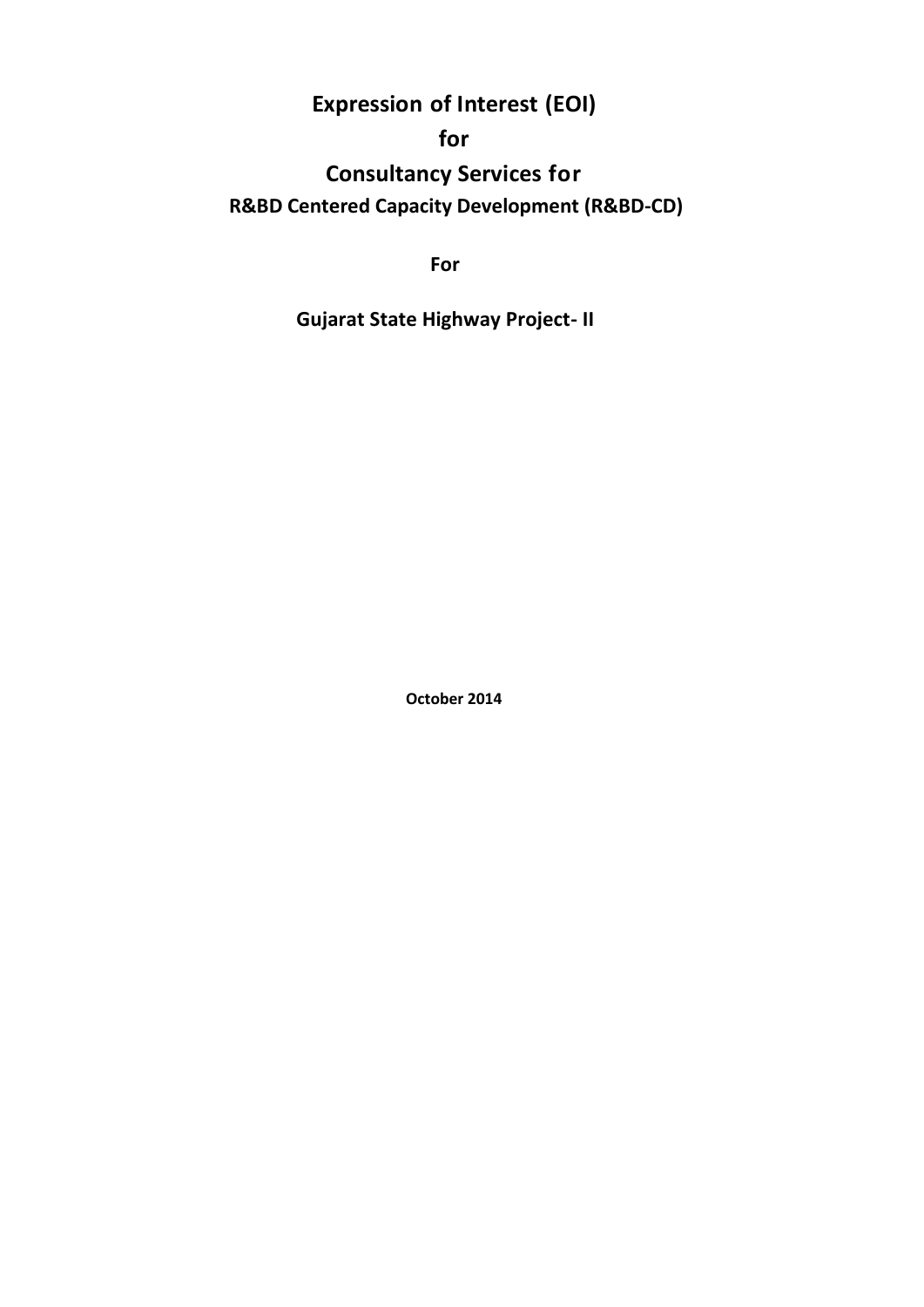# Expression of Interest (EOI)

# for

# Consultancy Services for

## R&BD Centered Capacity Development (R&BD-CD)

**For**

**Gujarat State Highway Project- II**

**October 2014**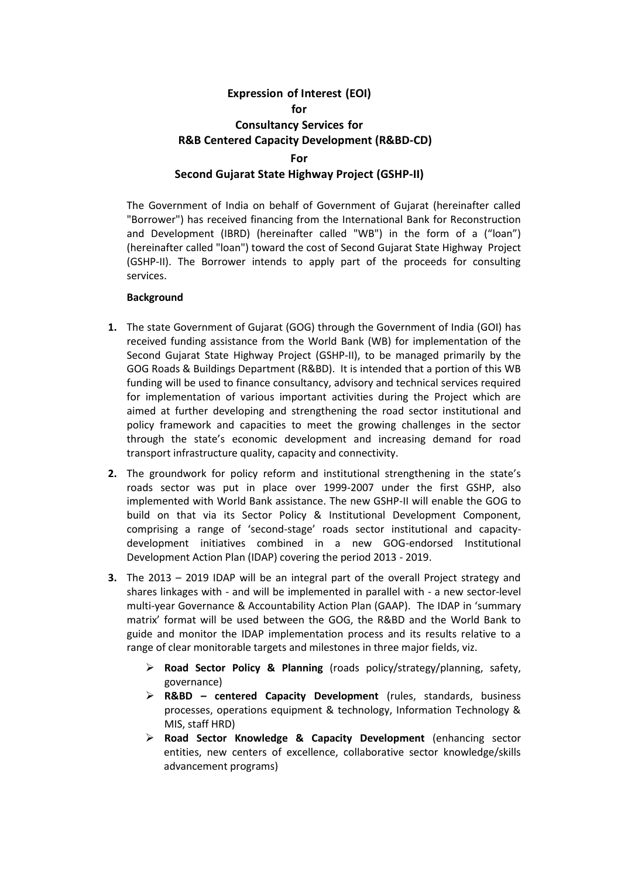# Expression of Interest (EOI)
## for
## Consultancy Services for
## R&B Centered Capacity Development (R&BD-CD)
## For
## Second Gujarat State Highway Project (GSHP-II)

The Government of India on behalf of Government of Gujarat (hereinafter called "Borrower") has received financing from the International Bank for Reconstruction and Development (IBRD) (hereinafter called "WB") in the form of a ("loan") (hereinafter called "loan") toward the cost of Second Gujarat State Highway Project (GSHP-II). The Borrower intends to apply part of the proceeds for consulting services.

**Background**

1. The state Government of Gujarat (GOG) through the Government of India (GOI) has received funding assistance from the World Bank (WB) for implementation of the Second Gujarat State Highway Project (GSHP-II), to be managed primarily by the GOG Roads & Buildings Department (R&BD). It is intended that a portion of this WB funding will be used to finance consultancy, advisory and technical services required for implementation of various important activities during the Project which are aimed at further developing and strengthening the road sector institutional and policy framework and capacities to meet the growing challenges in the sector through the state's economic development and increasing demand for road transport infrastructure quality, capacity and connectivity.

2. The groundwork for policy reform and institutional strengthening in the state's roads sector was put in place over 1999-2007 under the first GSHP, also implemented with World Bank assistance. The new GSHP-II will enable the GOG to build on that via its Sector Policy & Institutional Development Component, comprising a range of 'second-stage' roads sector institutional and capacity-development initiatives combined in a new GOG-endorsed Institutional Development Action Plan (IDAP) covering the period 2013 - 2019.

3. The 2013 – 2019 IDAP will be an integral part of the overall Project strategy and shares linkages with - and will be implemented in parallel with - a new sector-level multi-year Governance & Accountability Action Plan (GAAP). The IDAP in 'summary matrix' format will be used between the GOG, the R&BD and the World Bank to guide and monitor the IDAP implementation process and its results relative to a range of clear monitorable targets and milestones in three major fields, viz.

   - **Road Sector Policy & Planning** (roads policy/strategy/planning, safety, governance)
   - **R&BD – centered Capacity Development** (rules, standards, business processes, operations equipment & technology, Information Technology & MIS, staff HRD)
   - **Road Sector Knowledge & Capacity Development** (enhancing sector entities, new centers of excellence, collaborative sector knowledge/skills advancement programs)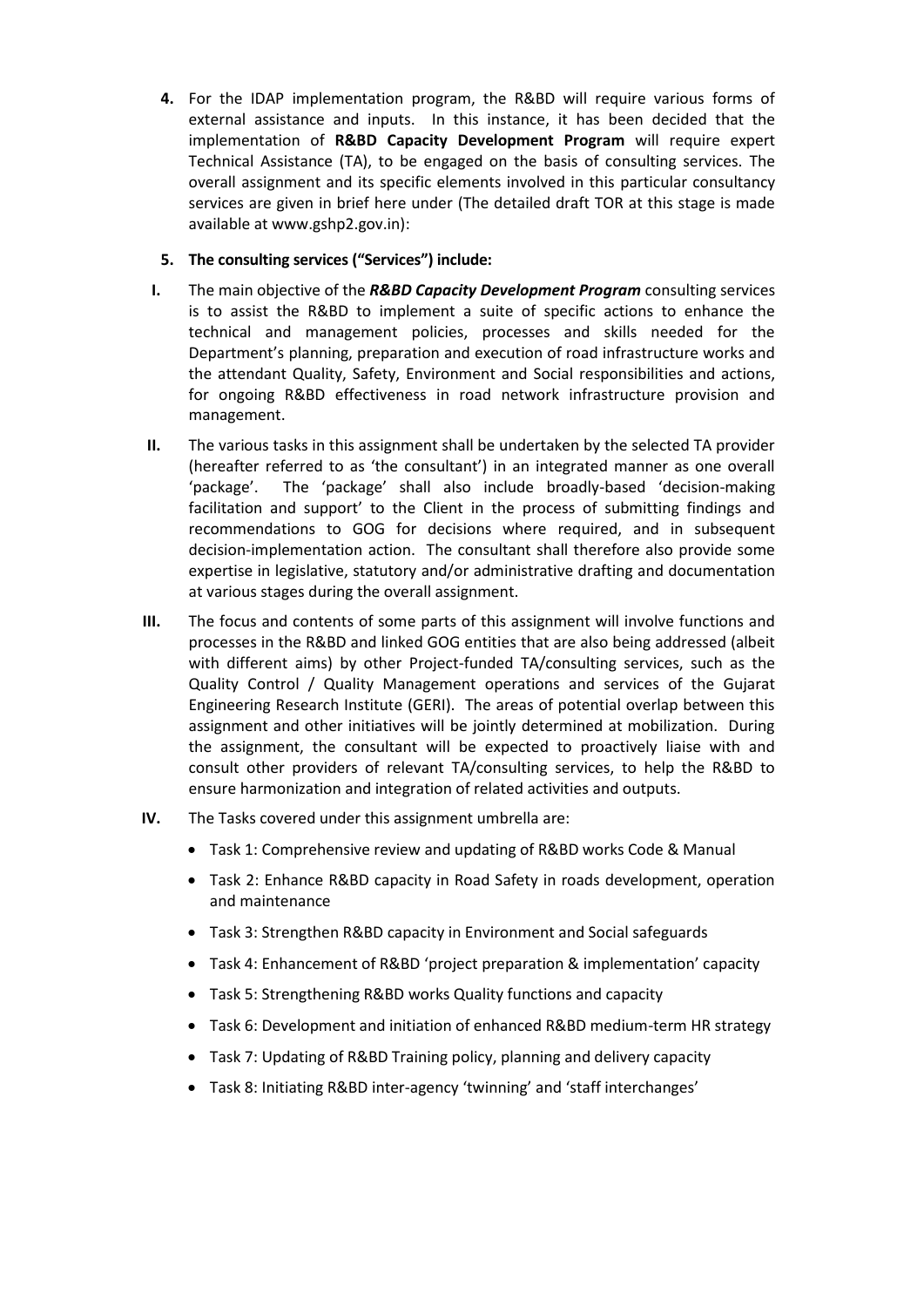4. For the IDAP implementation program, the R&BD will require various forms of external assistance and inputs. In this instance, it has been decided that the implementation of **R&BD Capacity Development Program** will require expert Technical Assistance (TA), to be engaged on the basis of consulting services. The overall assignment and its specific elements involved in this particular consultancy services are given in brief here under (The detailed draft TOR at this stage is made available at www.gshp2.gov.in):

5. **The consulting services ("Services") include:**

I. The main objective of the ***R&BD Capacity Development Program*** consulting services is to assist the R&BD to implement a suite of specific actions to enhance the technical and management policies, processes and skills needed for the Department's planning, preparation and execution of road infrastructure works and the attendant Quality, Safety, Environment and Social responsibilities and actions, for ongoing R&BD effectiveness in road network infrastructure provision and management.

II. The various tasks in this assignment shall be undertaken by the selected TA provider (hereafter referred to as 'the consultant') in an integrated manner as one overall 'package'. The 'package' shall also include broadly-based 'decision-making facilitation and support' to the Client in the process of submitting findings and recommendations to GOG for decisions where required, and in subsequent decision-implementation action. The consultant shall therefore also provide some expertise in legislative, statutory and/or administrative drafting and documentation at various stages during the overall assignment.

III. The focus and contents of some parts of this assignment will involve functions and processes in the R&BD and linked GOG entities that are also being addressed (albeit with different aims) by other Project-funded TA/consulting services, such as the Quality Control / Quality Management operations and services of the Gujarat Engineering Research Institute (GERI). The areas of potential overlap between this assignment and other initiatives will be jointly determined at mobilization. During the assignment, the consultant will be expected to proactively liaise with and consult other providers of relevant TA/consulting services, to help the R&BD to ensure harmonization and integration of related activities and outputs.

IV. The Tasks covered under this assignment umbrella are:

- Task 1: Comprehensive review and updating of R&BD works Code & Manual
- Task 2: Enhance R&BD capacity in Road Safety in roads development, operation and maintenance
- Task 3: Strengthen R&BD capacity in Environment and Social safeguards
- Task 4: Enhancement of R&BD 'project preparation & implementation' capacity
- Task 5: Strengthening R&BD works Quality functions and capacity
- Task 6: Development and initiation of enhanced R&BD medium-term HR strategy
- Task 7: Updating of R&BD Training policy, planning and delivery capacity
- Task 8: Initiating R&BD inter-agency 'twinning' and 'staff interchanges'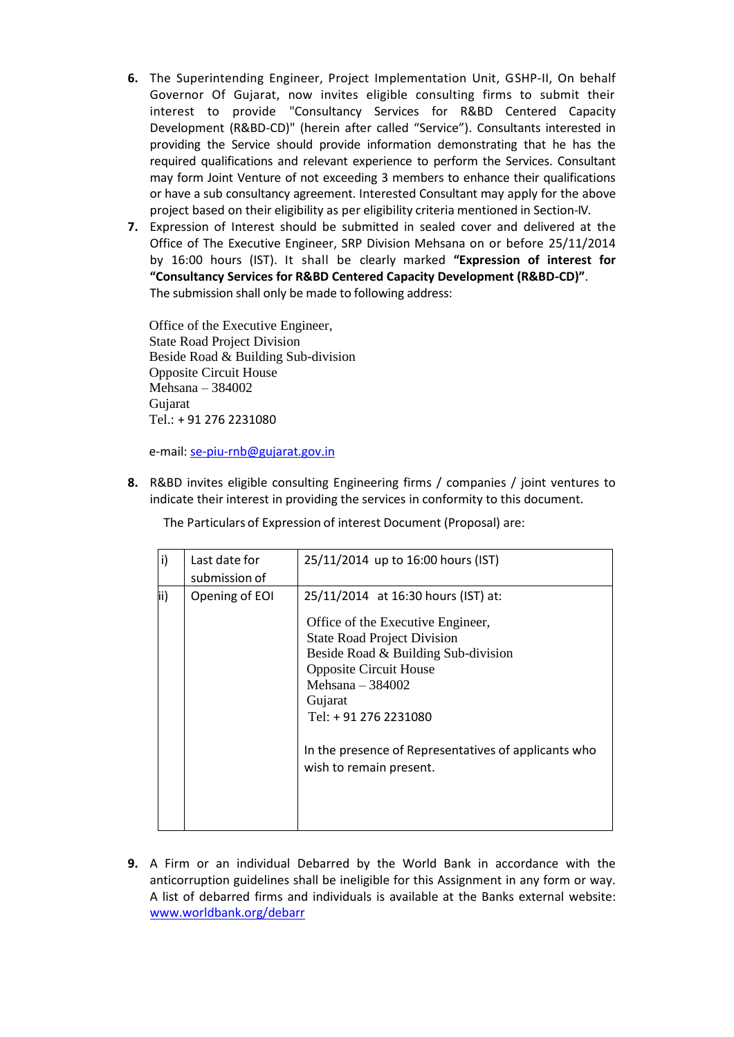6. The Superintending Engineer, Project Implementation Unit, GSHP-II, On behalf Governor Of Gujarat, now invites eligible consulting firms to submit their interest to provide "Consultancy Services for R&BD Centered Capacity Development (R&BD-CD)" (herein after called “Service”). Consultants interested in providing the Service should provide information demonstrating that he has the required qualifications and relevant experience to perform the Services. Consultant may form Joint Venture of not exceeding 3 members to enhance their qualifications or have a sub consultancy agreement. Interested Consultant may apply for the above project based on their eligibility as per eligibility criteria mentioned in Section-IV.

7. Expression of Interest should be submitted in sealed cover and delivered at the Office of The Executive Engineer, SRP Division Mehsana on or before 25/11/2014 by 16:00 hours (IST). It shall be clearly marked **“Expression of interest for “Consultancy Services for R&BD Centered Capacity Development (R&BD-CD)”**.
   The submission shall only be made to following address:

   Office of the Executive Engineer,
   State Road Project Division
   Beside Road & Building Sub-division
   Opposite Circuit House
   Mehsana – 384002
   Gujarat
   Tel.: + 91 276 2231080

   e-mail: se-piu-rnb@gujarat.gov.in

8. R&BD invites eligible consulting Engineering firms / companies / joint ventures to indicate their interest in providing the services in conformity to this document.

   The Particulars of Expression of interest Document (Proposal) are:

| | | |
|---|---|---|
| i) | Last date for submission of | 25/11/2014 up to 16:00 hours (IST) |
| ii) | Opening of EOI | 25/11/2014 at 16:30 hours (IST) at:<br><br>Office of the Executive Engineer,<br>State Road Project Division<br>Beside Road & Building Sub-division<br>Opposite Circuit House<br>Mehsana – 384002<br>Gujarat<br>Tel: + 91 276 2231080<br><br>In the presence of Representatives of applicants who wish to remain present. |

9. A Firm or an individual Debarred by the World Bank in accordance with the anticorruption guidelines shall be ineligible for this Assignment in any form or way. A list of debarred firms and individuals is available at the Banks external website: www.worldbank.org/debarr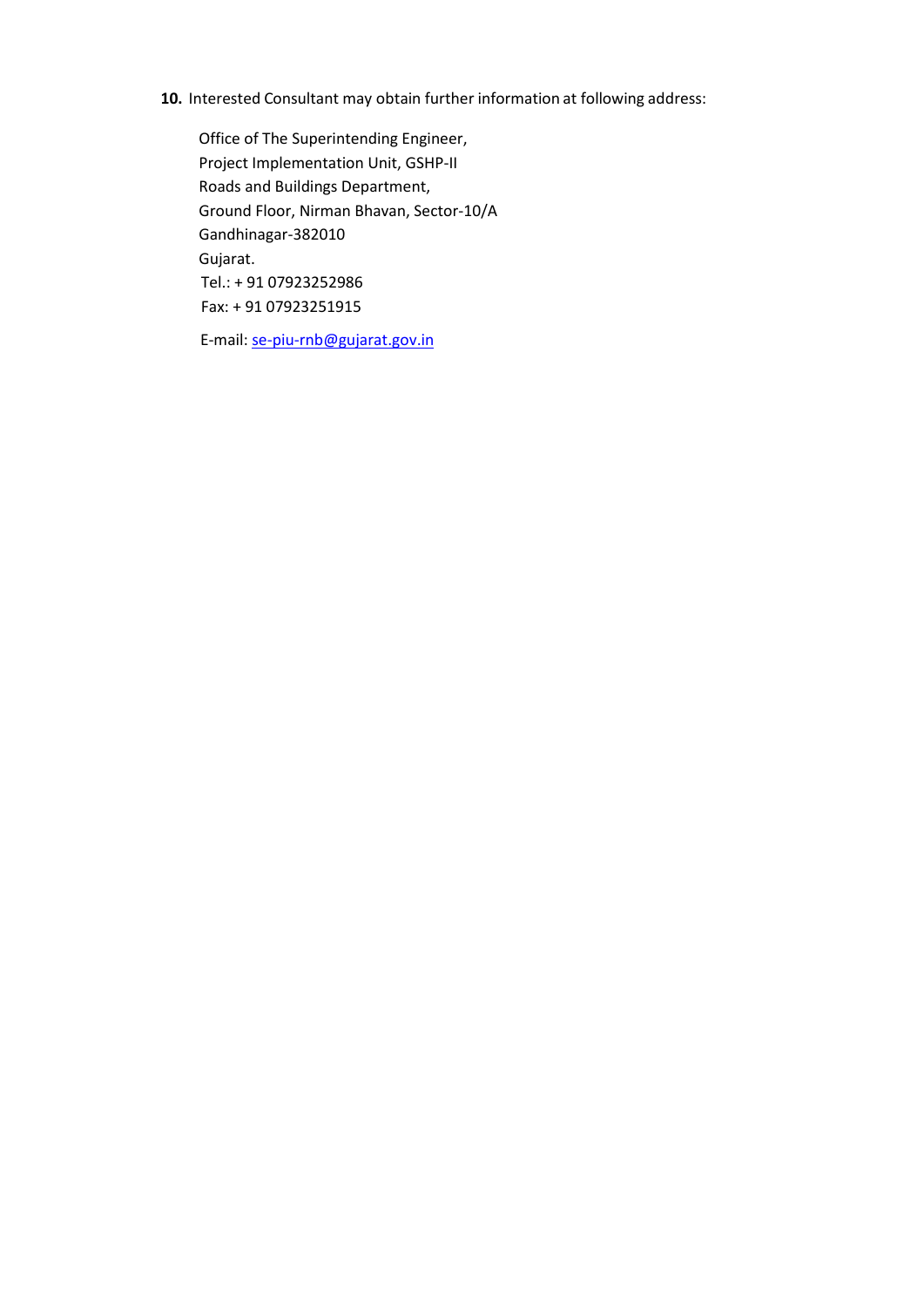**10.** Interested Consultant may obtain further information at following address:

Office of The Superintending Engineer,
Project Implementation Unit, GSHP-II
Roads and Buildings Department,
Ground Floor, Nirman Bhavan, Sector-10/A
Gandhinagar-382010
Gujarat.
Tel.: + 91 07923252986
Fax: + 91 07923251915

E-mail: se-piu-rnb@gujarat.gov.in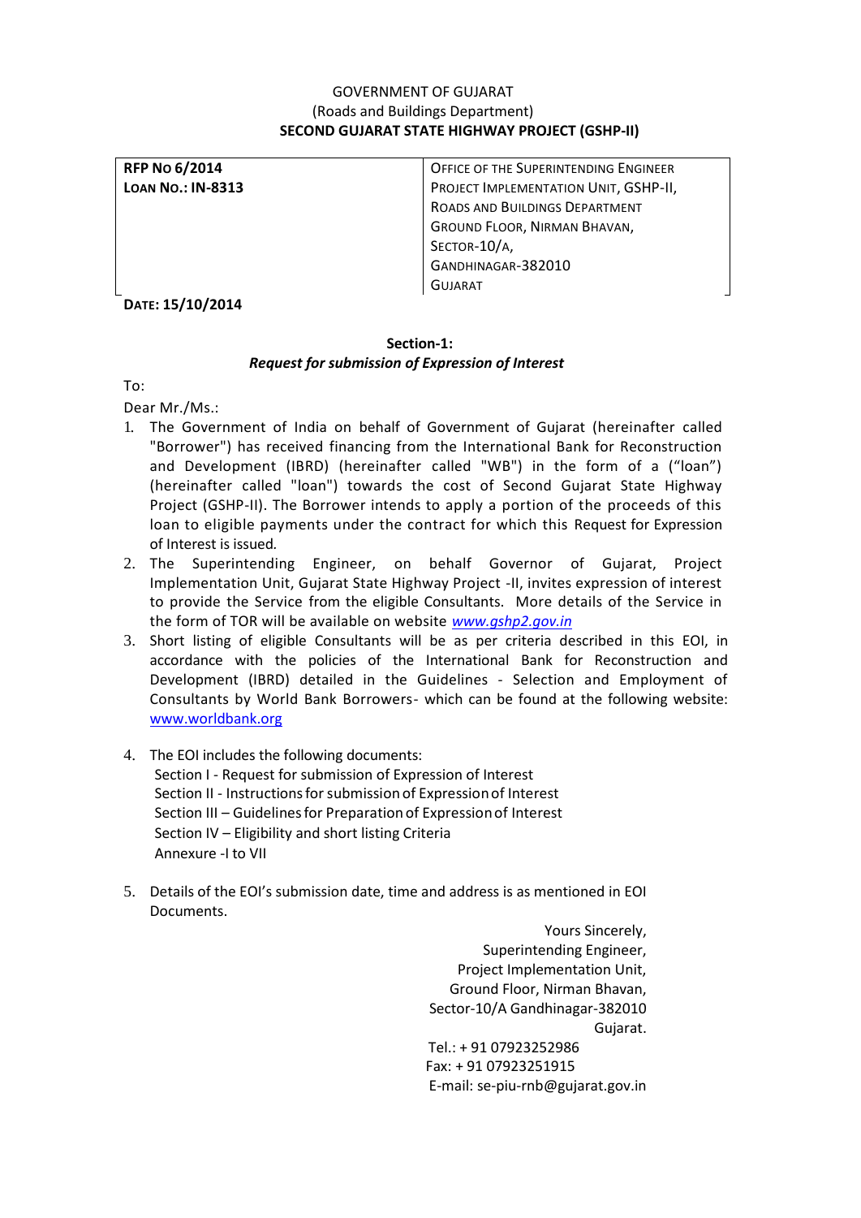GOVERNMENT OF GUJARAT
(Roads and Buildings Department)
**SECOND GUJARAT STATE HIGHWAY PROJECT (GSHP-II)**

| **RFP NO 6/2014**<br>**LOAN NO.: IN-8313** | OFFICE OF THE SUPERINTENDING ENGINEER<br>PROJECT IMPLEMENTATION UNIT, GSHP-II,<br>ROADS AND BUILDINGS DEPARTMENT<br>GROUND FLOOR, NIRMAN BHAVAN,<br>SECTOR-10/A,<br>GANDHINAGAR-382010<br>GUJARAT |
|---|---|

**DATE: 15/10/2014**

## Section-1:

### *Request for submission of Expression of Interest*

To:

Dear Mr./Ms.:

1. The Government of India on behalf of Government of Gujarat (hereinafter called "Borrower") has received financing from the International Bank for Reconstruction and Development (IBRD) (hereinafter called "WB") in the form of a ("loan") (hereinafter called "loan") towards the cost of Second Gujarat State Highway Project (GSHP-II). The Borrower intends to apply a portion of the proceeds of this loan to eligible payments under the contract for which this Request for Expression of Interest is issued.
2. The Superintending Engineer, on behalf Governor of Gujarat, Project Implementation Unit, Gujarat State Highway Project -II, invites expression of interest to provide the Service from the eligible Consultants. More details of the Service in the form of TOR will be available on website *www.gshp2.gov.in*
3. Short listing of eligible Consultants will be as per criteria described in this EOI, in accordance with the policies of the International Bank for Reconstruction and Development (IBRD) detailed in the Guidelines - Selection and Employment of Consultants by World Bank Borrowers- which can be found at the following website: www.worldbank.org
4. The EOI includes the following documents:
   Section I - Request for submission of Expression of Interest
   Section II - Instructions for submission of Expression of Interest
   Section III – Guidelines for Preparation of Expression of Interest
   Section IV – Eligibility and short listing Criteria
   Annexure -I to VII
5. Details of the EOI's submission date, time and address is as mentioned in EOI Documents.

Yours Sincerely,
Superintending Engineer,
Project Implementation Unit,
Ground Floor, Nirman Bhavan,
Sector-10/A Gandhinagar-382010
Gujarat.
Tel.: + 91 07923252986
Fax: + 91 07923251915
E-mail: se-piu-rnb@gujarat.gov.in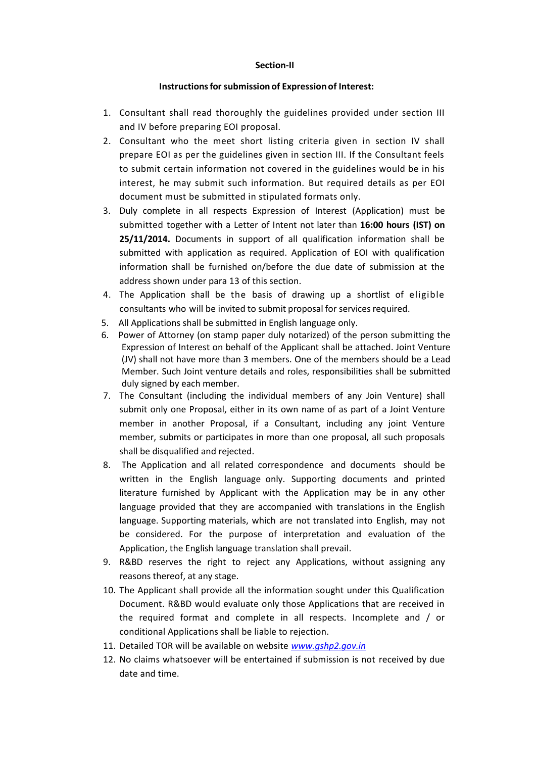**Section-II**

**Instructions for submission of Expression of Interest:**

1. Consultant shall read thoroughly the guidelines provided under section III and IV before preparing EOI proposal.
2. Consultant who the meet short listing criteria given in section IV shall prepare EOI as per the guidelines given in section III. If the Consultant feels to submit certain information not covered in the guidelines would be in his interest, he may submit such information. But required details as per EOI document must be submitted in stipulated formats only.
3. Duly complete in all respects Expression of Interest (Application) must be submitted together with a Letter of Intent not later than **16:00 hours (IST) on 25/11/2014.** Documents in support of all qualification information shall be submitted with application as required. Application of EOI with qualification information shall be furnished on/before the due date of submission at the address shown under para 13 of this section.
4. The Application shall be the basis of drawing up a shortlist of eligible consultants who will be invited to submit proposal for services required.
5. All Applications shall be submitted in English language only.
6. Power of Attorney (on stamp paper duly notarized) of the person submitting the Expression of Interest on behalf of the Applicant shall be attached. Joint Venture (JV) shall not have more than 3 members. One of the members should be a Lead Member. Such Joint venture details and roles, responsibilities shall be submitted duly signed by each member.
7. The Consultant (including the individual members of any Join Venture) shall submit only one Proposal, either in its own name of as part of a Joint Venture member in another Proposal, if a Consultant, including any joint Venture member, submits or participates in more than one proposal, all such proposals shall be disqualified and rejected.
8. The Application and all related correspondence and documents should be written in the English language only. Supporting documents and printed literature furnished by Applicant with the Application may be in any other language provided that they are accompanied with translations in the English language. Supporting materials, which are not translated into English, may not be considered. For the purpose of interpretation and evaluation of the Application, the English language translation shall prevail.
9. R&BD reserves the right to reject any Applications, without assigning any reasons thereof, at any stage.
10. The Applicant shall provide all the information sought under this Qualification Document. R&BD would evaluate only those Applications that are received in the required format and complete in all respects. Incomplete and / or conditional Applications shall be liable to rejection.
11. Detailed TOR will be available on website *www.gshp2.gov.in*
12. No claims whatsoever will be entertained if submission is not received by due date and time.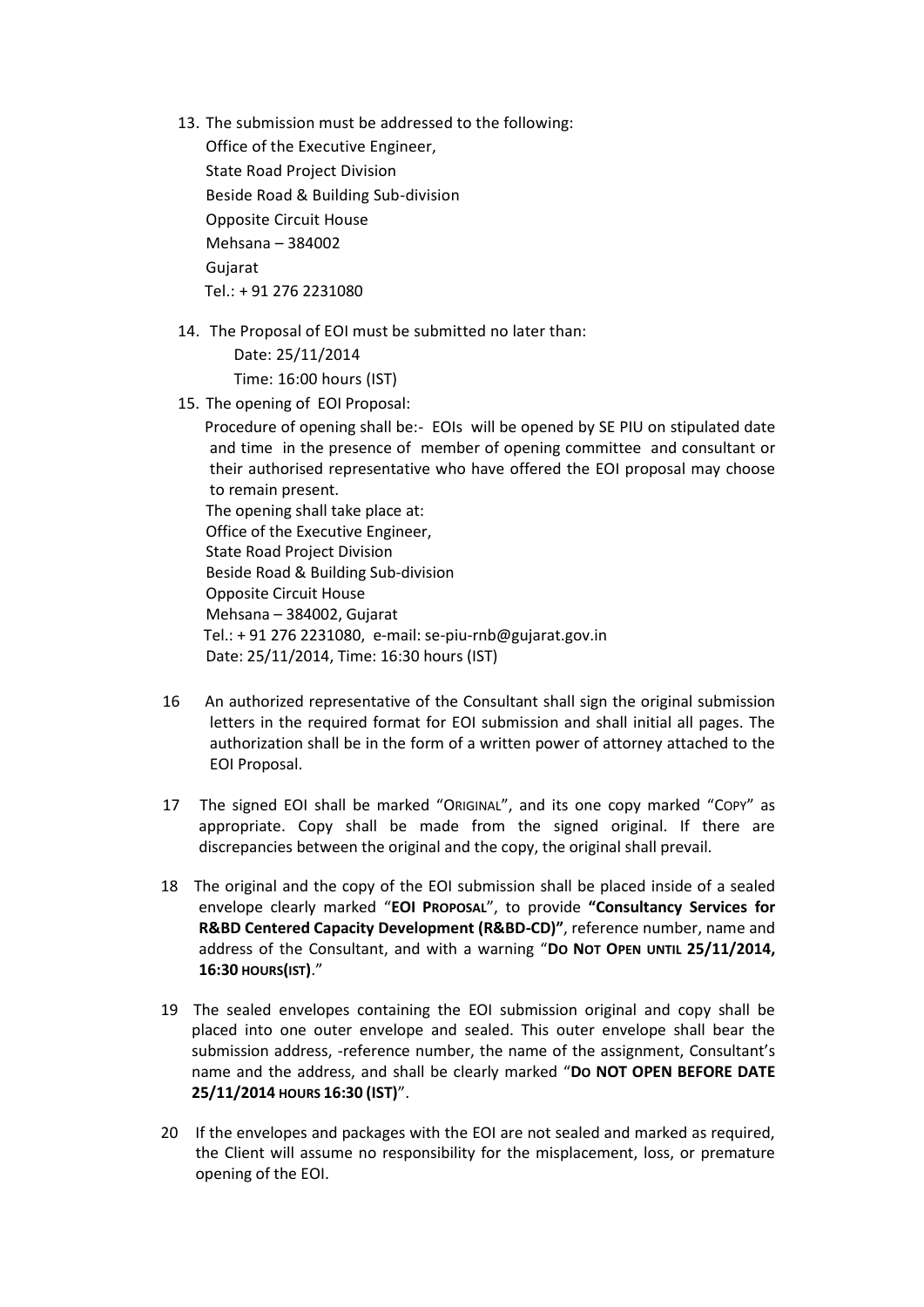13. The submission must be addressed to the following:
    Office of the Executive Engineer,
    State Road Project Division
    Beside Road & Building Sub-division
    Opposite Circuit House
    Mehsana – 384002
    Gujarat
    Tel.: + 91 276 2231080

14. The Proposal of EOI must be submitted no later than:
    Date: 25/11/2014
    Time: 16:00 hours (IST)

15. The opening of EOI Proposal:
    Procedure of opening shall be:- EOIs will be opened by SE PIU on stipulated date and time in the presence of member of opening committee and consultant or their authorised representative who have offered the EOI proposal may choose to remain present.
    The opening shall take place at:
    Office of the Executive Engineer,
    State Road Project Division
    Beside Road & Building Sub-division
    Opposite Circuit House
    Mehsana – 384002, Gujarat
    Tel.: + 91 276 2231080, e-mail: se-piu-rnb@gujarat.gov.in
    Date: 25/11/2014, Time: 16:30 hours (IST)

16. An authorized representative of the Consultant shall sign the original submission letters in the required format for EOI submission and shall initial all pages. The authorization shall be in the form of a written power of attorney attached to the EOI Proposal.

17. The signed EOI shall be marked "ORIGINAL", and its one copy marked "COPY" as appropriate. Copy shall be made from the signed original. If there are discrepancies between the original and the copy, the original shall prevail.

18. The original and the copy of the EOI submission shall be placed inside of a sealed envelope clearly marked "**EOI PROPOSAL**", to provide **"Consultancy Services for R&BD Centered Capacity Development (R&BD-CD)"**, reference number, name and address of the Consultant, and with a warning "**DO NOT OPEN UNTIL 25/11/2014, 16:30 HOURS(IST)**."

19. The sealed envelopes containing the EOI submission original and copy shall be placed into one outer envelope and sealed. This outer envelope shall bear the submission address, -reference number, the name of the assignment, Consultant's name and the address, and shall be clearly marked "**DO NOT OPEN BEFORE DATE 25/11/2014 HOURS 16:30 (IST)**".

20. If the envelopes and packages with the EOI are not sealed and marked as required, the Client will assume no responsibility for the misplacement, loss, or premature opening of the EOI.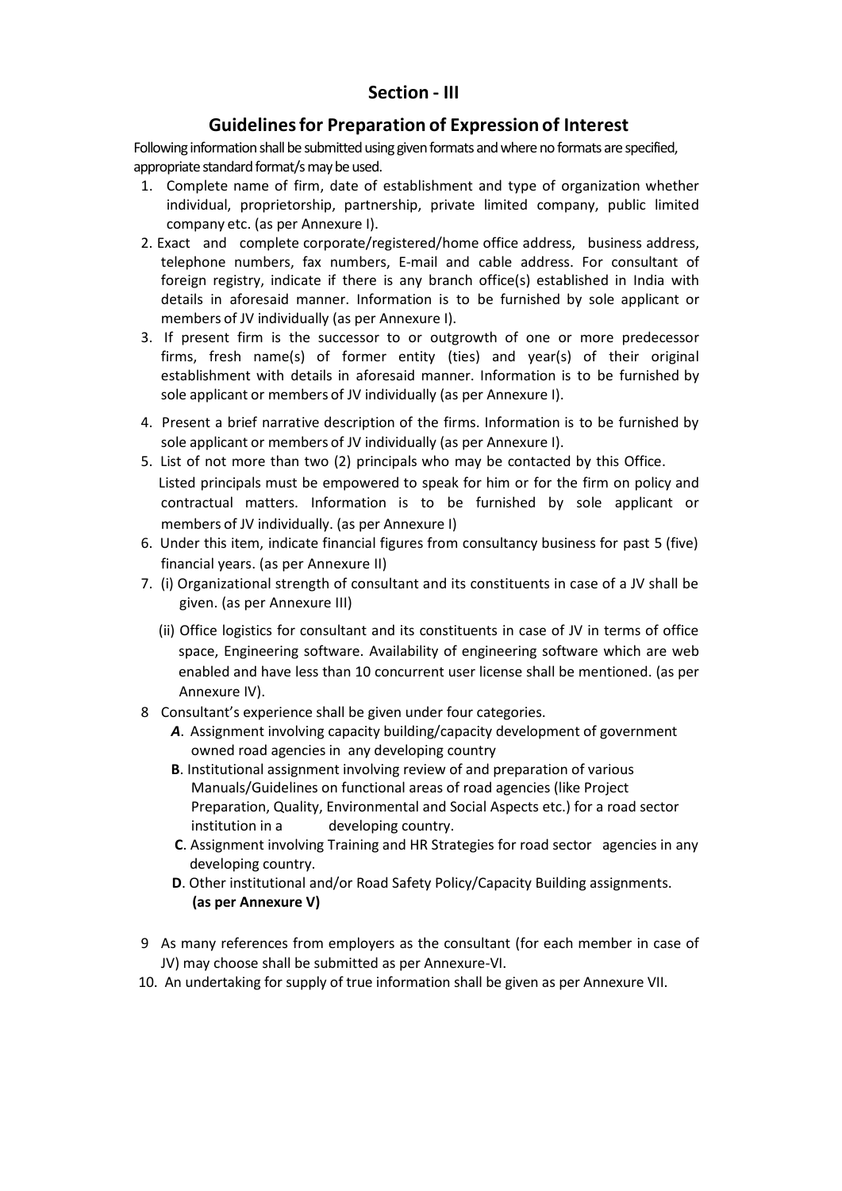## Section - III

## Guidelines for Preparation of Expression of Interest

Following information shall be submitted using given formats and where no formats are specified, appropriate standard format/s may be used.

1. Complete name of firm, date of establishment and type of organization whether individual, proprietorship, partnership, private limited company, public limited company etc. (as per Annexure I).
2. Exact and complete corporate/registered/home office address, business address, telephone numbers, fax numbers, E-mail and cable address. For consultant of foreign registry, indicate if there is any branch office(s) established in India with details in aforesaid manner. Information is to be furnished by sole applicant or members of JV individually (as per Annexure I).
3. If present firm is the successor to or outgrowth of one or more predecessor firms, fresh name(s) of former entity (ties) and year(s) of their original establishment with details in aforesaid manner. Information is to be furnished by sole applicant or members of JV individually (as per Annexure I).
4. Present a brief narrative description of the firms. Information is to be furnished by sole applicant or members of JV individually (as per Annexure I).
5. List of not more than two (2) principals who may be contacted by this Office. Listed principals must be empowered to speak for him or for the firm on policy and contractual matters. Information is to be furnished by sole applicant or members of JV individually. (as per Annexure I)
6. Under this item, indicate financial figures from consultancy business for past 5 (five) financial years. (as per Annexure II)
7. (i) Organizational strength of consultant and its constituents in case of a JV shall be given. (as per Annexure III)

   (ii) Office logistics for consultant and its constituents in case of JV in terms of office space, Engineering software. Availability of engineering software which are web enabled and have less than 10 concurrent user license shall be mentioned. (as per Annexure IV).
8. Consultant's experience shall be given under four categories.
   - ***A***. Assignment involving capacity building/capacity development of government owned road agencies in any developing country
   - **B**. Institutional assignment involving review of and preparation of various Manuals/Guidelines on functional areas of road agencies (like Project Preparation, Quality, Environmental and Social Aspects etc.) for a road sector institution in a developing country.
   - **C**. Assignment involving Training and HR Strategies for road sector agencies in any developing country.
   - **D**. Other institutional and/or Road Safety Policy/Capacity Building assignments. **(as per Annexure V)**
9. As many references from employers as the consultant (for each member in case of JV) may choose shall be submitted as per Annexure-VI.
10. An undertaking for supply of true information shall be given as per Annexure VII.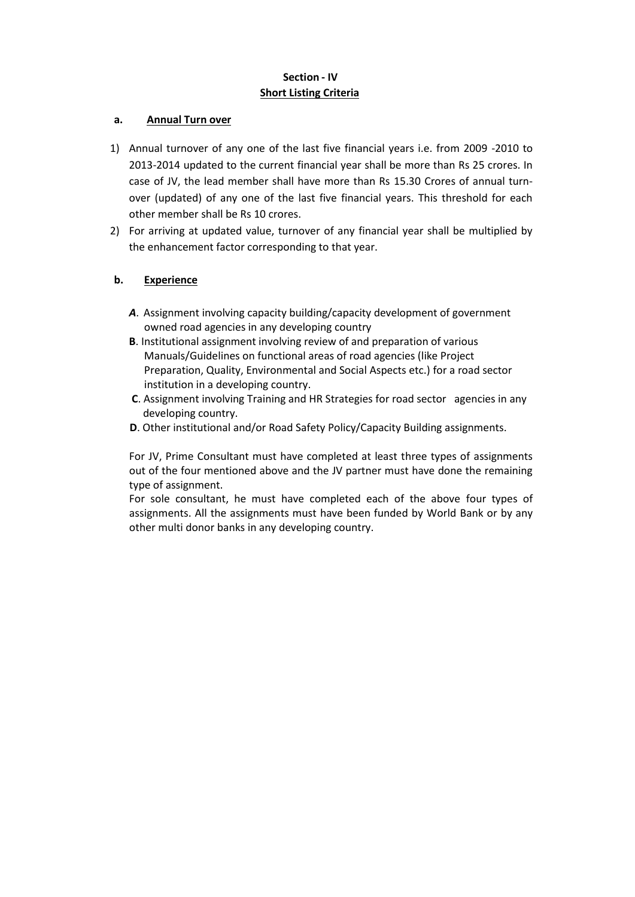## Section - IV
## Short Listing Criteria

**a. Annual Turn over**

1) Annual turnover of any one of the last five financial years i.e. from 2009 -2010 to 2013-2014 updated to the current financial year shall be more than Rs 25 crores. In case of JV, the lead member shall have more than Rs 15.30 Crores of annual turn-over (updated) of any one of the last five financial years. This threshold for each other member shall be Rs 10 crores.
2) For arriving at updated value, turnover of any financial year shall be multiplied by the enhancement factor corresponding to that year.

**b. Experience**

***A***. Assignment involving capacity building/capacity development of government owned road agencies in any developing country

**B**. Institutional assignment involving review of and preparation of various Manuals/Guidelines on functional areas of road agencies (like Project Preparation, Quality, Environmental and Social Aspects etc.) for a road sector institution in a developing country.

**C**. Assignment involving Training and HR Strategies for road sector agencies in any developing country.

**D**. Other institutional and/or Road Safety Policy/Capacity Building assignments.

For JV, Prime Consultant must have completed at least three types of assignments out of the four mentioned above and the JV partner must have done the remaining type of assignment.

For sole consultant, he must have completed each of the above four types of assignments. All the assignments must have been funded by World Bank or by any other multi donor banks in any developing country.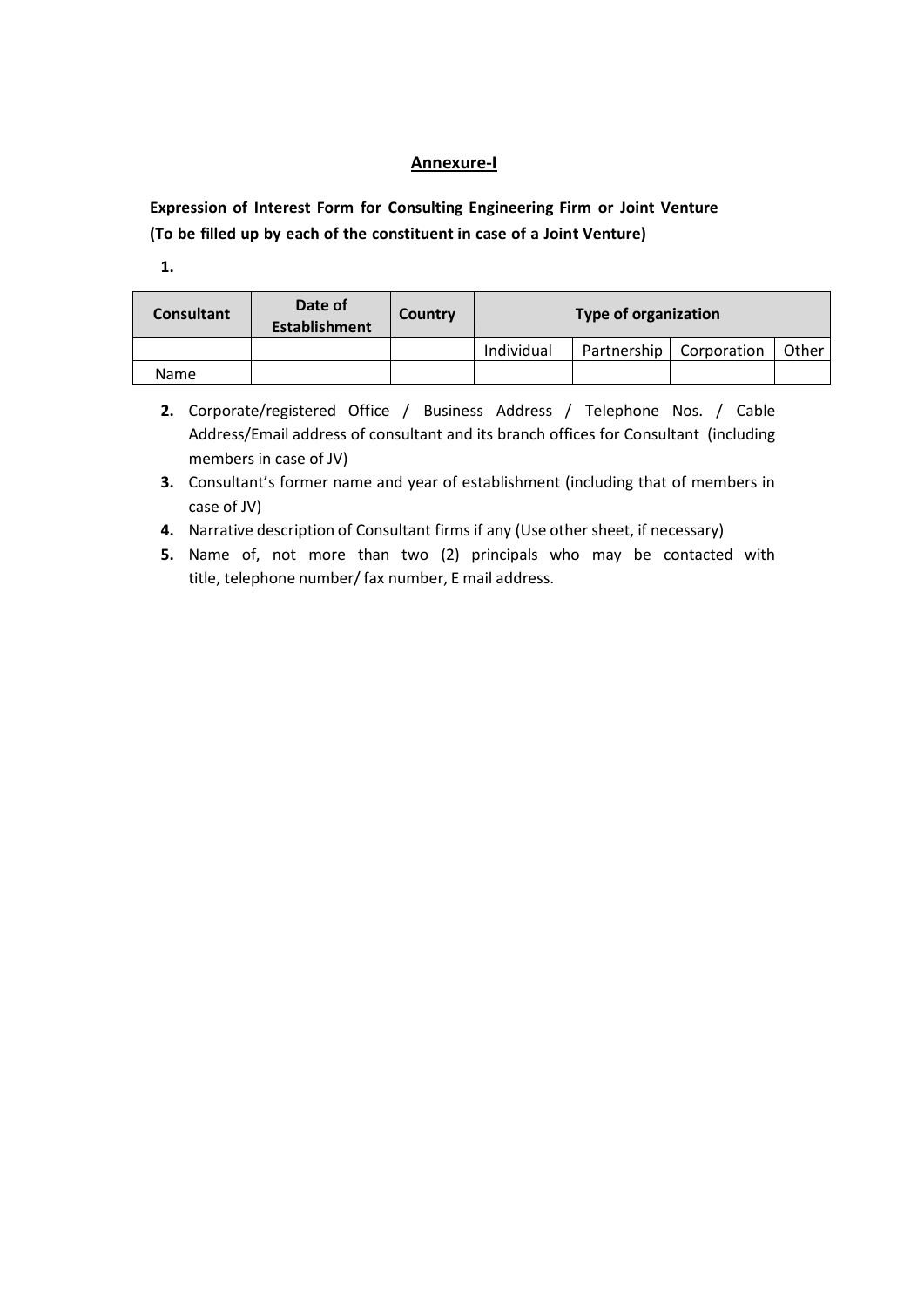## Annexure-I

**Expression of Interest Form for Consulting Engineering Firm or Joint Venture (To be filled up by each of the constituent in case of a Joint Venture)**

**1.**

| Consultant | Date of Establishment | Country | Type of organization | | | |
|---|---|---|---|---|---|---|
| | | | Individual | Partnership | Corporation | Other |
| Name | | | | | | |

2. Corporate/registered Office / Business Address / Telephone Nos. / Cable Address/Email address of consultant and its branch offices for Consultant (including members in case of JV)
3. Consultant's former name and year of establishment (including that of members in case of JV)
4. Narrative description of Consultant firms if any (Use other sheet, if necessary)
5. Name of, not more than two (2) principals who may be contacted with title, telephone number/ fax number, E mail address.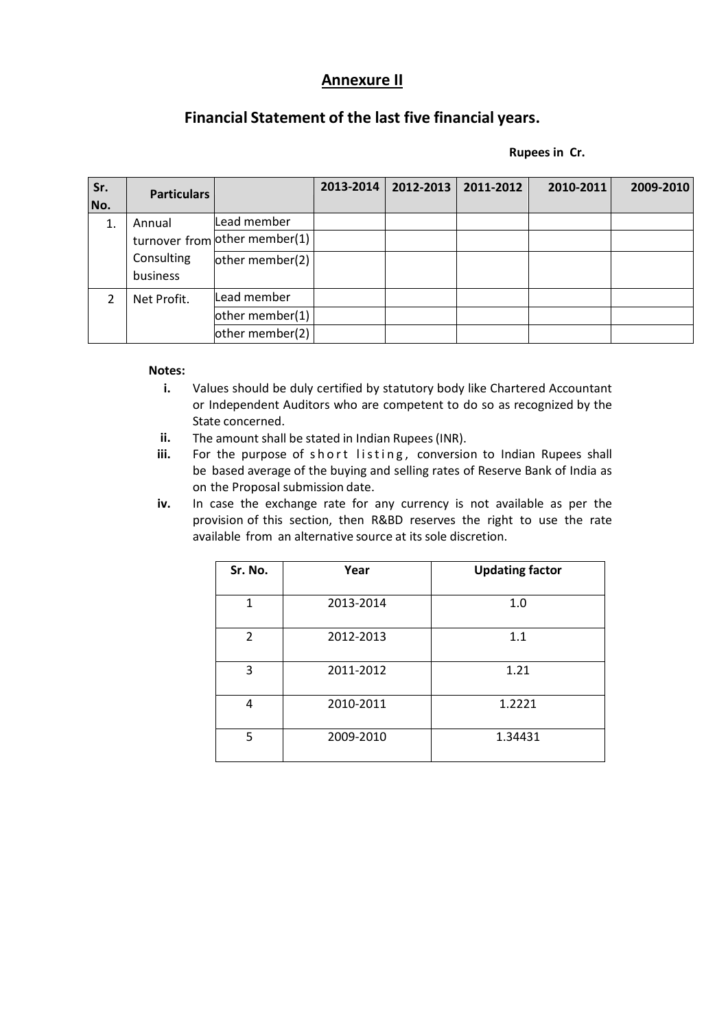## Annexure II

## Financial Statement of the last five financial years.

**Rupees in Cr.**

| Sr. No. | Particulars | | 2013-2014 | 2012-2013 | 2011-2012 | 2010-2011 | 2009-2010 |
|---|---|---|---|---|---|---|---|
| 1. | Annual turnover from Consulting business | Lead member | | | | | |
| | | other member(1) | | | | | |
| | | other member(2) | | | | | |
| 2 | Net Profit. | Lead member | | | | | |
| | | other member(1) | | | | | |
| | | other member(2) | | | | | |

**Notes:**

- **i.** Values should be duly certified by statutory body like Chartered Accountant or Independent Auditors who are competent to do so as recognized by the State concerned.
- **ii.** The amount shall be stated in Indian Rupees (INR).
- **iii.** For the purpose of short listing, conversion to Indian Rupees shall be based average of the buying and selling rates of Reserve Bank of India as on the Proposal submission date.
- **iv.** In case the exchange rate for any currency is not available as per the provision of this section, then R&BD reserves the right to use the rate available from an alternative source at its sole discretion.

| Sr. No. | Year | Updating factor |
|---|---|---|
| 1 | 2013-2014 | 1.0 |
| 2 | 2012-2013 | 1.1 |
| 3 | 2011-2012 | 1.21 |
| 4 | 2010-2011 | 1.2221 |
| 5 | 2009-2010 | 1.34431 |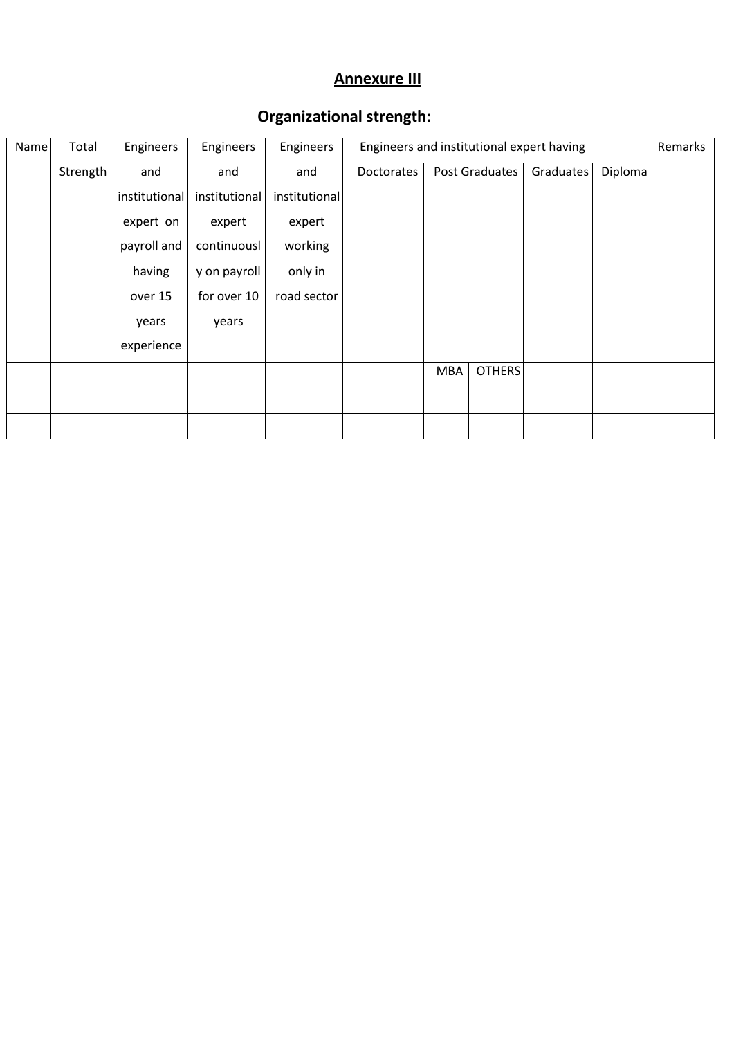## Annexure III

## Organizational strength:

| Name | Total Strength | Engineers and institutional expert on payroll and having over 15 years experience | Engineers and institutional expert continuously on payroll for over 10 years | Engineers and institutional expert working only in road sector | Engineers and institutional expert having | | | | | Remarks |
|---|---|---|---|---|---|---|---|---|---|---|
| | | | | | Doctorates | Post Graduates | | Graduates | Diploma | |
| | | | | | | MBA | OTHERS | | | |
| | | | | | | | | | | |
| | | | | | | | | | | |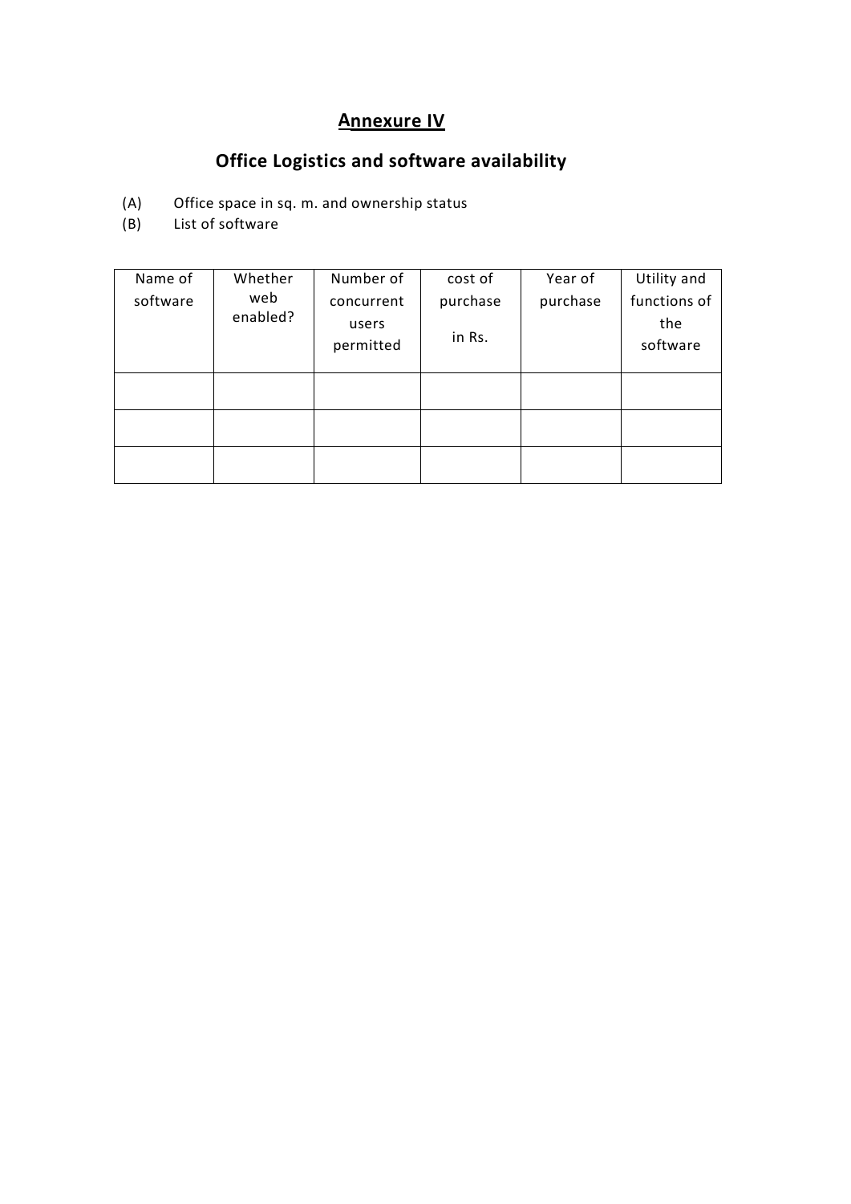# Annexure IV

## Office Logistics and software availability

(A) Office space in sq. m. and ownership status

(B) List of software

| Name of software | Whether web enabled? | Number of concurrent users permitted | cost of purchase in Rs. | Year of purchase | Utility and functions of the software |
|---|---|---|---|---|---|
| | | | | | |
| | | | | | |
| | | | | | |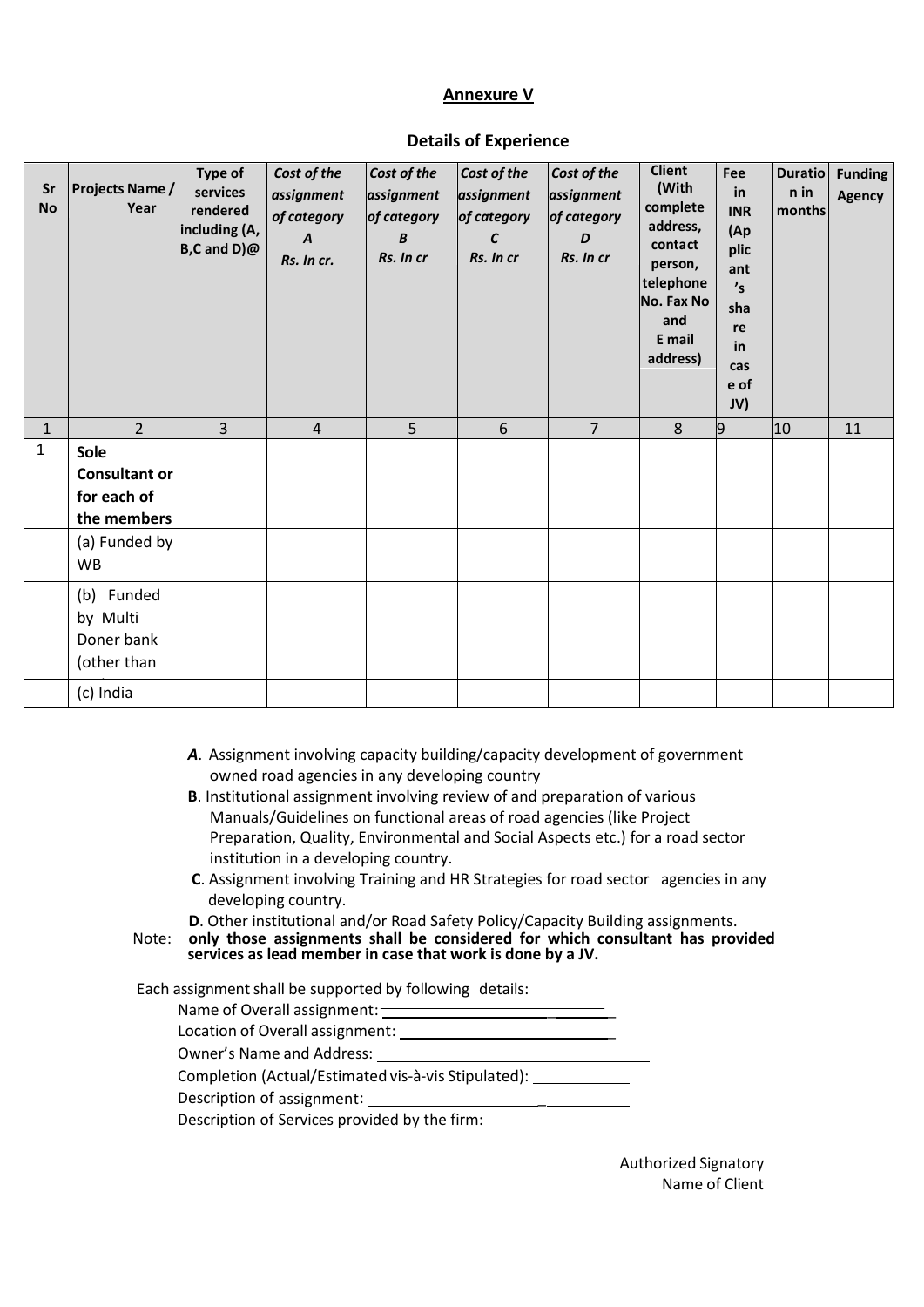## Annexure V

### Details of Experience

| Sr No | Projects Name / Year | Type of services rendered including (A, B,C and D)@ | *Cost of the assignment of category A Rs. In cr.* | *Cost of the assignment of category B Rs. In cr* | *Cost of the assignment of category C Rs. In cr* | *Cost of the assignment of category D Rs. In cr* | Client (With complete address, contact person, telephone No. Fax No and E mail address) | Fee in INR (Applicant's share in case of JV) | Duration in months | Funding Agency |
|---|---|---|---|---|---|---|---|---|---|---|
| 1 | 2 | 3 | 4 | 5 | 6 | 7 | 8 | 9 | 10 | 11 |
| 1 | **Sole Consultant or for each of the members** | | | | | | | | | |
| | (a) Funded by WB | | | | | | | | | |
| | (b) Funded by Multi Doner bank (other than | | | | | | | | | |
| | (c) India | | | | | | | | | |

***A***. Assignment involving capacity building/capacity development of government owned road agencies in any developing country

**B**. Institutional assignment involving review of and preparation of various Manuals/Guidelines on functional areas of road agencies (like Project Preparation, Quality, Environmental and Social Aspects etc.) for a road sector institution in a developing country.

**C**. Assignment involving Training and HR Strategies for road sector agencies in any developing country.

**D**. Other institutional and/or Road Safety Policy/Capacity Building assignments.

Note: **only those assignments shall be considered for which consultant has provided services as lead member in case that work is done by a JV.**

Each assignment shall be supported by following details:

Name of Overall assignment: ______________________

Location of Overall assignment: ______________________

Owner's Name and Address: ______________________

Completion (Actual/Estimated vis-à-vis Stipulated): ____________

Description of assignment: ______________________

Description of Services provided by the firm: ______________________

Authorized Signatory
Name of Client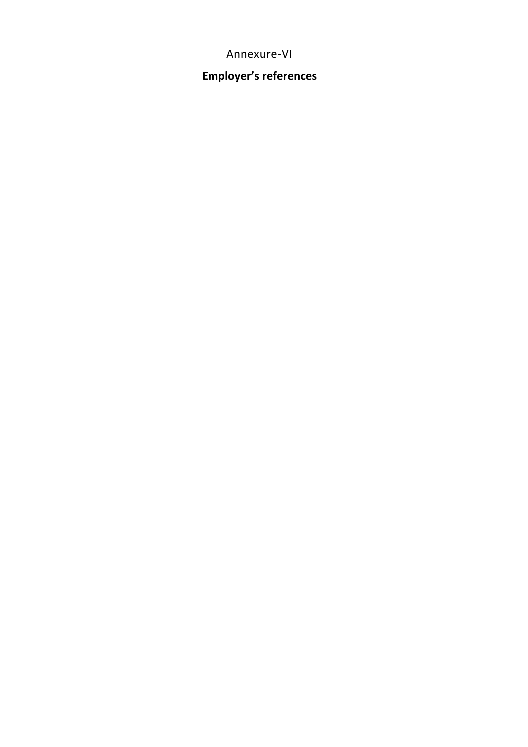Annexure-VI

**Employer's references**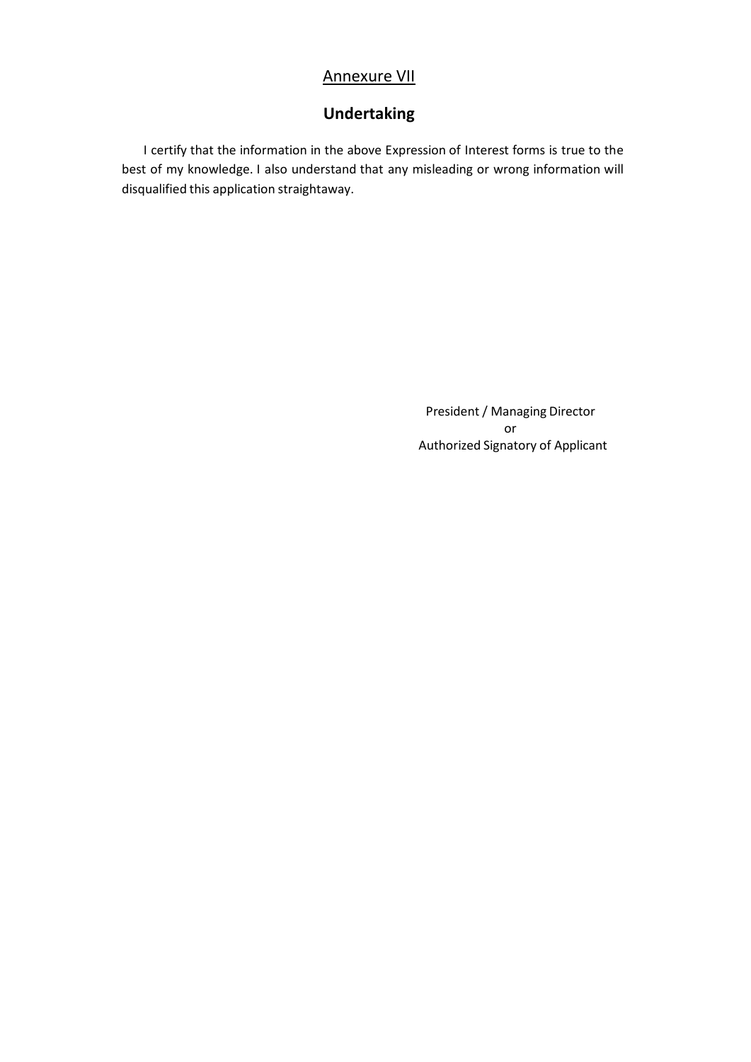<u>Annexure VII</u>

## Undertaking

I certify that the information in the above Expression of Interest forms is true to the best of my knowledge. I also understand that any misleading or wrong information will disqualified this application straightaway.

President / Managing Director
or
Authorized Signatory of Applicant